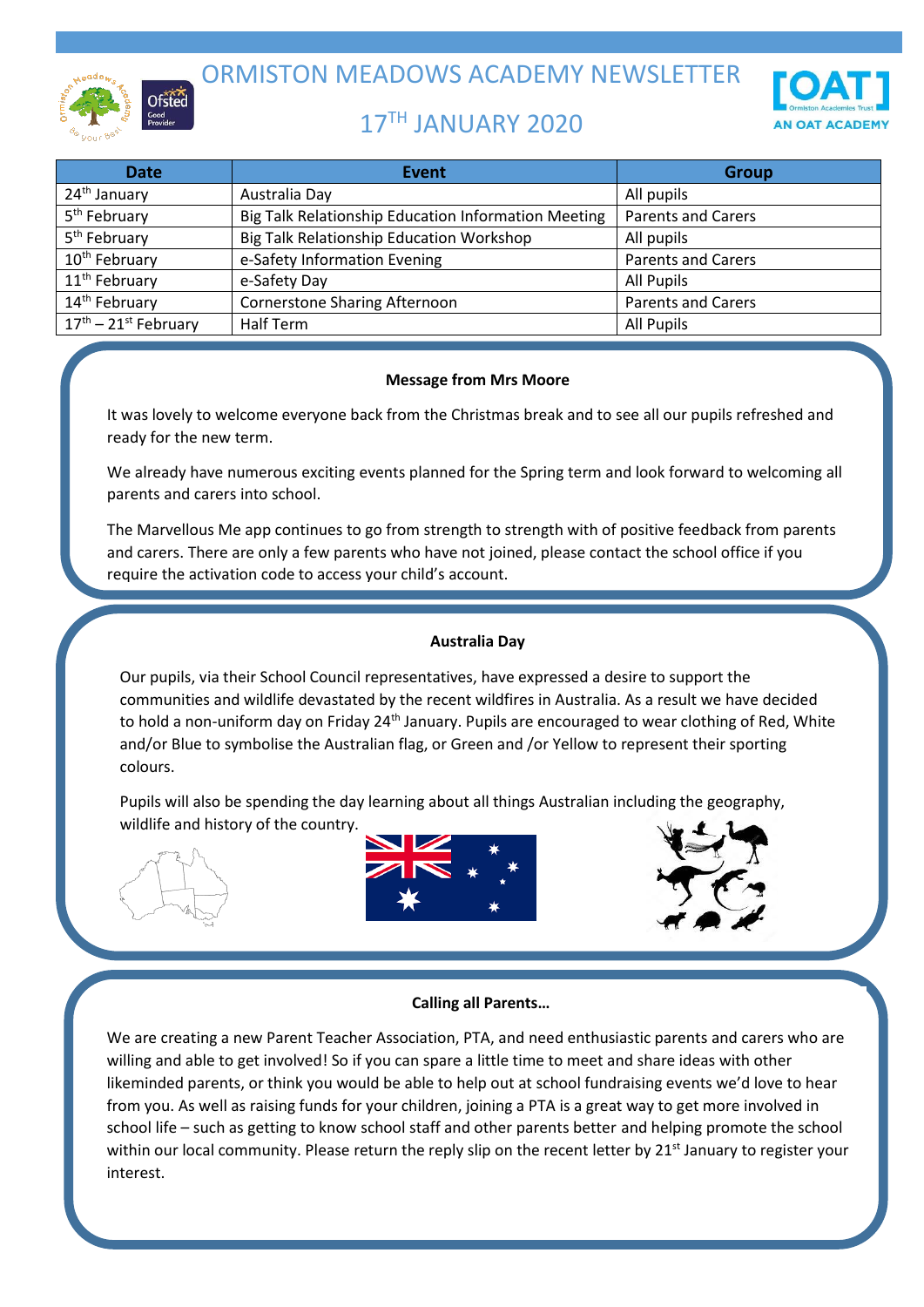# ORMISTON MEADOWS ACADEMY NEWSLETTER

## 17TH JANUARY 2020

| Date | Event | Group |
|---|---|---|
| 24th January | Australia Day | All pupils |
| 5th February | Big Talk Relationship Education Information Meeting | Parents and Carers |
| 5th February | Big Talk Relationship Education Workshop | All pupils |
| 10th February | e-Safety Information Evening | Parents and Carers |
| 11th February | e-Safety Day | All Pupils |
| 14th February | Cornerstone Sharing Afternoon | Parents and Carers |
| 17th – 21st February | Half Term | All Pupils |

**Message from Mrs Moore**

It was lovely to welcome everyone back from the Christmas break and to see all our pupils refreshed and ready for the new term.

We already have numerous exciting events planned for the Spring term and look forward to welcoming all parents and carers into school.

The Marvellous Me app continues to go from strength to strength with of positive feedback from parents and carers. There are only a few parents who have not joined, please contact the school office if you require the activation code to access your child's account.

**Australia Day**

Our pupils, via their School Council representatives, have expressed a desire to support the communities and wildlife devastated by the recent wildfires in Australia. As a result we have decided to hold a non-uniform day on Friday 24th January. Pupils are encouraged to wear clothing of Red, White and/or Blue to symbolise the Australian flag, or Green and /or Yellow to represent their sporting colours.

Pupils will also be spending the day learning about all things Australian including the geography, wildlife and history of the country.

**Calling all Parents…**

We are creating a new Parent Teacher Association, PTA, and need enthusiastic parents and carers who are willing and able to get involved! So if you can spare a little time to meet and share ideas with other likeminded parents, or think you would be able to help out at school fundraising events we'd love to hear from you. As well as raising funds for your children, joining a PTA is a great way to get more involved in school life – such as getting to know school staff and other parents better and helping promote the school within our local community. Please return the reply slip on the recent letter by 21st January to register your interest.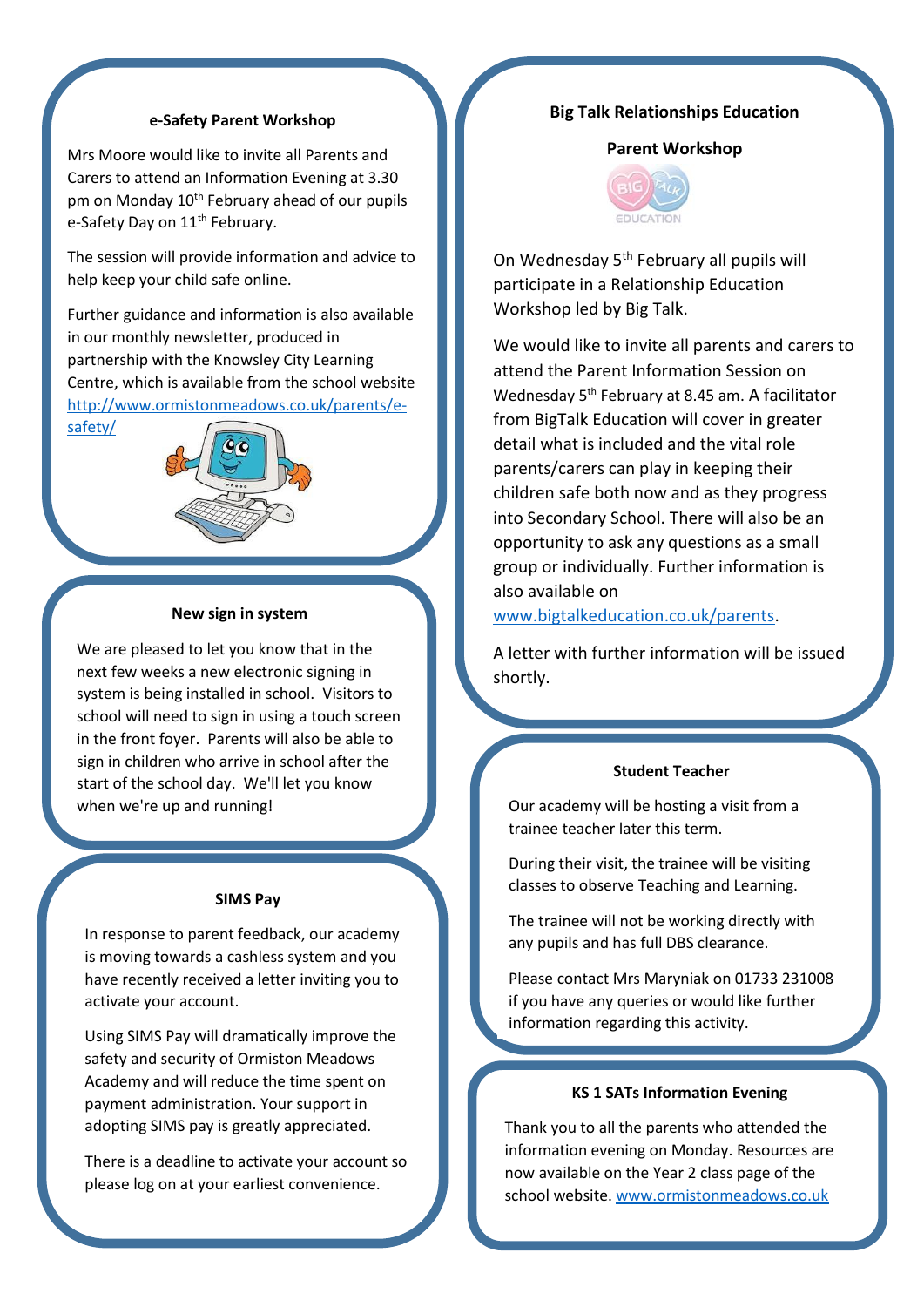## e-Safety Parent Workshop

Mrs Moore would like to invite all Parents and Carers to attend an Information Evening at 3.30 pm on Monday 10th February ahead of our pupils e-Safety Day on 11th February.

The session will provide information and advice to help keep your child safe online.

Further guidance and information is also available in our monthly newsletter, produced in partnership with the Knowsley City Learning Centre, which is available from the school website http://www.ormistonmeadows.co.uk/parents/e-safety/

## New sign in system

We are pleased to let you know that in the next few weeks a new electronic signing in system is being installed in school. Visitors to school will need to sign in using a touch screen in the front foyer. Parents will also be able to sign in children who arrive in school after the start of the school day. We'll let you know when we're up and running!

## SIMS Pay

In response to parent feedback, our academy is moving towards a cashless system and you have recently received a letter inviting you to activate your account.

Using SIMS Pay will dramatically improve the safety and security of Ormiston Meadows Academy and will reduce the time spent on payment administration. Your support in adopting SIMS pay is greatly appreciated.

There is a deadline to activate your account so please log on at your earliest convenience.

## Big Talk Relationships Education

## Parent Workshop

On Wednesday 5th February all pupils will participate in a Relationship Education Workshop led by Big Talk.

We would like to invite all parents and carers to attend the Parent Information Session on Wednesday 5th February at 8.45 am. A facilitator from BigTalk Education will cover in greater detail what is included and the vital role parents/carers can play in keeping their children safe both now and as they progress into Secondary School. There will also be an opportunity to ask any questions as a small group or individually. Further information is also available on www.bigtalkeducation.co.uk/parents.

A letter with further information will be issued shortly.

## Student Teacher

Our academy will be hosting a visit from a trainee teacher later this term.

During their visit, the trainee will be visiting classes to observe Teaching and Learning.

The trainee will not be working directly with any pupils and has full DBS clearance.

Please contact Mrs Maryniak on 01733 231008 if you have any queries or would like further information regarding this activity.

## KS 1 SATs Information Evening

Thank you to all the parents who attended the information evening on Monday. Resources are now available on the Year 2 class page of the school website. www.ormistonmeadows.co.uk